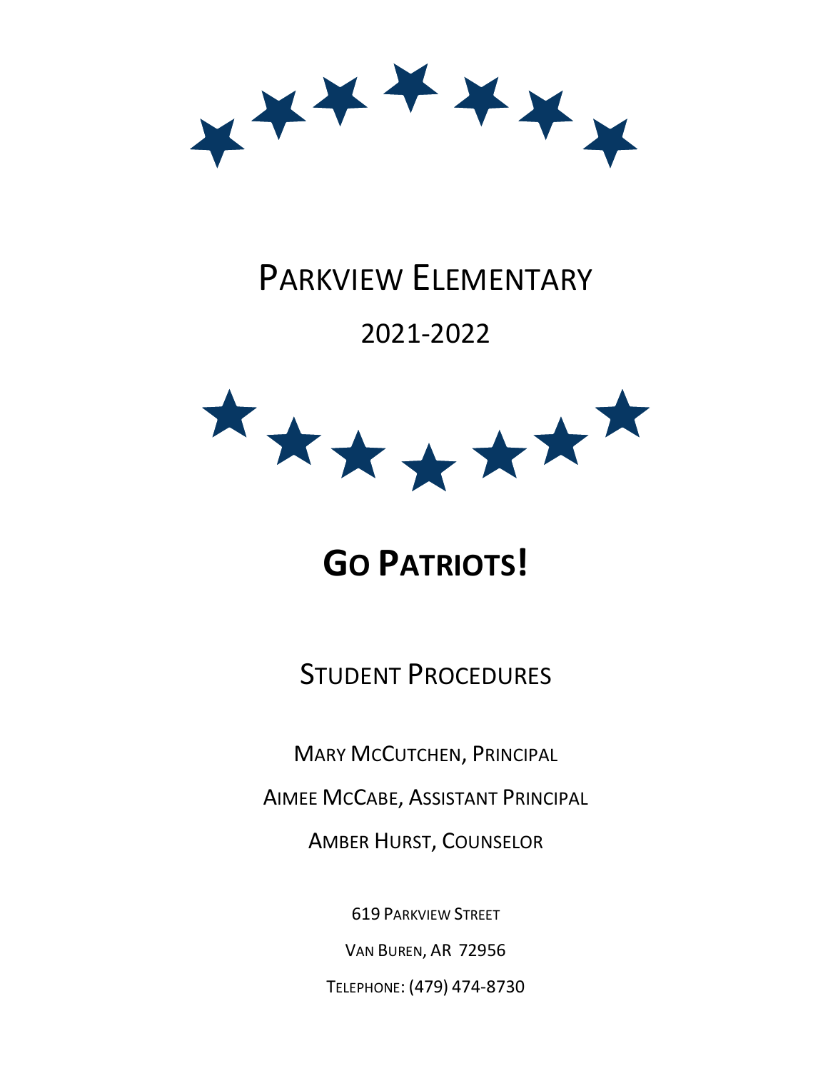# Parkview Elementary

## 2021-2022

# Go Patriots!

## Student Procedures

Mary McCutchen, Principal

Aimee McCabe, Assistant Principal

Amber Hurst, Counselor

619 Parkview Street

Van Buren, AR 72956

Telephone: (479) 474-8730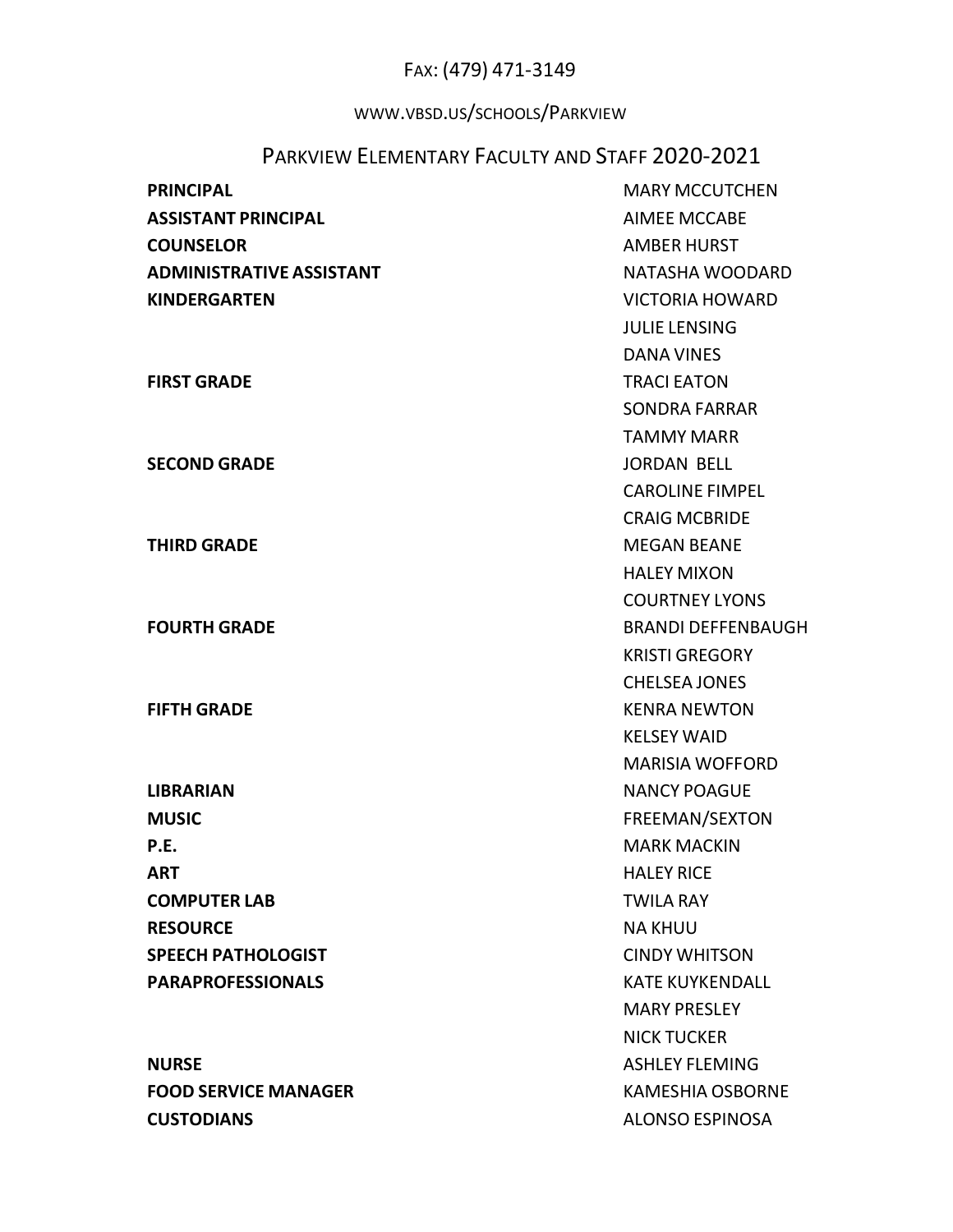FAX: (479) 471-3149

WWW.VBSD.US/SCHOOLS/PARKVIEW

## PARKVIEW ELEMENTARY FACULTY AND STAFF 2020-2021

| | |
|---|---|
| **PRINCIPAL** | MARY MCCUTCHEN |
| **ASSISTANT PRINCIPAL** | AIMEE MCCABE |
| **COUNSELOR** | AMBER HURST |
| **ADMINISTRATIVE ASSISTANT** | NATASHA WOODARD |
| **KINDERGARTEN** | VICTORIA HOWARD |
| | JULIE LENSING |
| | DANA VINES |
| **FIRST GRADE** | TRACI EATON |
| | SONDRA FARRAR |
| | TAMMY MARR |
| **SECOND GRADE** | JORDAN BELL |
| | CAROLINE FIMPEL |
| | CRAIG MCBRIDE |
| **THIRD GRADE** | MEGAN BEANE |
| | HALEY MIXON |
| | COURTNEY LYONS |
| **FOURTH GRADE** | BRANDI DEFFENBAUGH |
| | KRISTI GREGORY |
| | CHELSEA JONES |
| **FIFTH GRADE** | KENRA NEWTON |
| | KELSEY WAID |
| | MARISIA WOFFORD |
| **LIBRARIAN** | NANCY POAGUE |
| **MUSIC** | FREEMAN/SEXTON |
| **P.E.** | MARK MACKIN |
| **ART** | HALEY RICE |
| **COMPUTER LAB** | TWILA RAY |
| **RESOURCE** | NA KHUU |
| **SPEECH PATHOLOGIST** | CINDY WHITSON |
| **PARAPROFESSIONALS** | KATE KUYKENDALL |
| | MARY PRESLEY |
| | NICK TUCKER |
| **NURSE** | ASHLEY FLEMING |
| **FOOD SERVICE MANAGER** | KAMESHIA OSBORNE |
| **CUSTODIANS** | ALONSO ESPINOSA |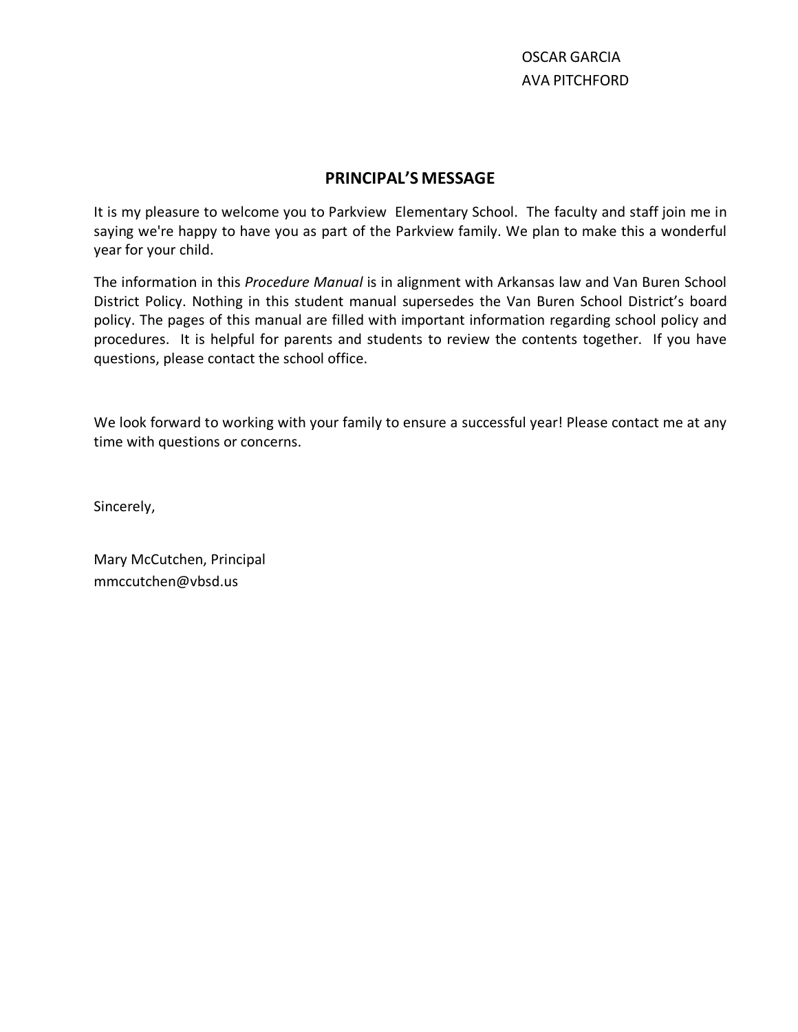OSCAR GARCIA
AVA PITCHFORD

## PRINCIPAL'S MESSAGE

It is my pleasure to welcome you to Parkview Elementary School. The faculty and staff join me in saying we're happy to have you as part of the Parkview family. We plan to make this a wonderful year for your child.

The information in this *Procedure Manual* is in alignment with Arkansas law and Van Buren School District Policy. Nothing in this student manual supersedes the Van Buren School District's board policy. The pages of this manual are filled with important information regarding school policy and procedures. It is helpful for parents and students to review the contents together. If you have questions, please contact the school office.

We look forward to working with your family to ensure a successful year! Please contact me at any time with questions or concerns.

Sincerely,

Mary McCutchen, Principal
mmccutchen@vbsd.us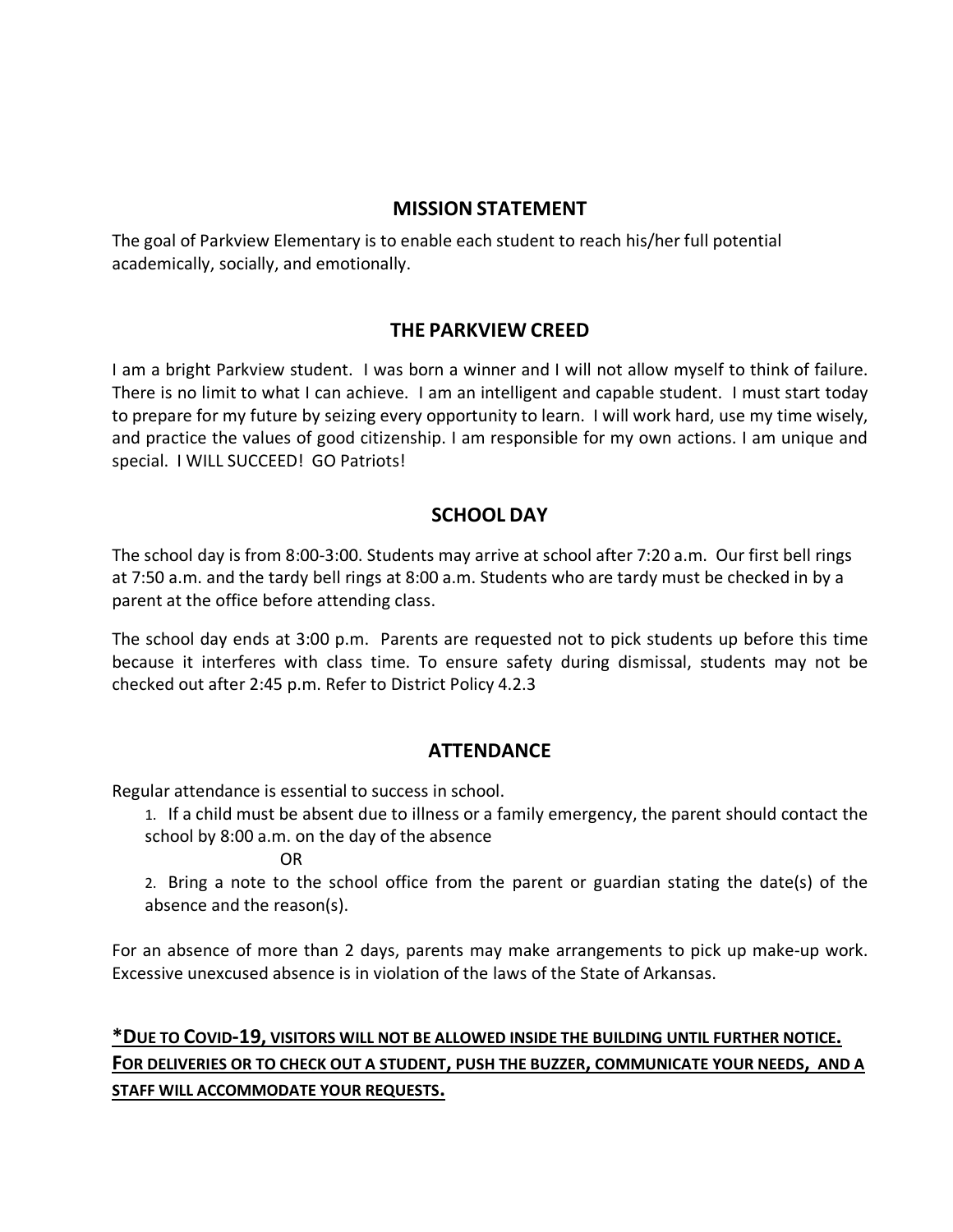## MISSION STATEMENT

The goal of Parkview Elementary is to enable each student to reach his/her full potential academically, socially, and emotionally.

## THE PARKVIEW CREED

I am a bright Parkview student. I was born a winner and I will not allow myself to think of failure. There is no limit to what I can achieve. I am an intelligent and capable student. I must start today to prepare for my future by seizing every opportunity to learn. I will work hard, use my time wisely, and practice the values of good citizenship. I am responsible for my own actions. I am unique and special. I WILL SUCCEED! GO Patriots!

## SCHOOL DAY

The school day is from 8:00-3:00. Students may arrive at school after 7:20 a.m. Our first bell rings at 7:50 a.m. and the tardy bell rings at 8:00 a.m. Students who are tardy must be checked in by a parent at the office before attending class.

The school day ends at 3:00 p.m. Parents are requested not to pick students up before this time because it interferes with class time. To ensure safety during dismissal, students may not be checked out after 2:45 p.m. Refer to District Policy 4.2.3

## ATTENDANCE

Regular attendance is essential to success in school.

1. If a child must be absent due to illness or a family emergency, the parent should contact the school by 8:00 a.m. on the day of the absence

   OR

2. Bring a note to the school office from the parent or guardian stating the date(s) of the absence and the reason(s).

For an absence of more than 2 days, parents may make arrangements to pick up make-up work. Excessive unexcused absence is in violation of the laws of the State of Arkansas.

**\*DUE TO COVID-19, VISITORS WILL NOT BE ALLOWED INSIDE THE BUILDING UNTIL FURTHER NOTICE. FOR DELIVERIES OR TO CHECK OUT A STUDENT, PUSH THE BUZZER, COMMUNICATE YOUR NEEDS, AND A STAFF WILL ACCOMMODATE YOUR REQUESTS.**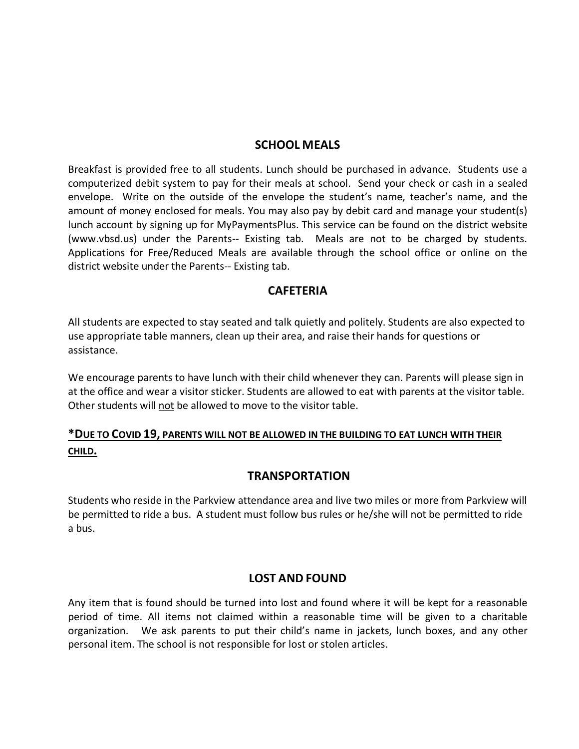## SCHOOL MEALS

Breakfast is provided free to all students. Lunch should be purchased in advance. Students use a computerized debit system to pay for their meals at school. Send your check or cash in a sealed envelope. Write on the outside of the envelope the student's name, teacher's name, and the amount of money enclosed for meals. You may also pay by debit card and manage your student(s) lunch account by signing up for MyPaymentsPlus. This service can be found on the district website (www.vbsd.us) under the Parents-- Existing tab. Meals are not to be charged by students. Applications for Free/Reduced Meals are available through the school office or online on the district website under the Parents-- Existing tab.

## CAFETERIA

All students are expected to stay seated and talk quietly and politely. Students are also expected to use appropriate table manners, clean up their area, and raise their hands for questions or assistance.

We encourage parents to have lunch with their child whenever they can. Parents will please sign in at the office and wear a visitor sticker. Students are allowed to eat with parents at the visitor table. Other students will <u>not</u> be allowed to move to the visitor table.

**<u>*DUE TO COVID 19, PARENTS WILL NOT BE ALLOWED IN THE BUILDING TO EAT LUNCH WITH THEIR CHILD.</u>**

## TRANSPORTATION

Students who reside in the Parkview attendance area and live two miles or more from Parkview will be permitted to ride a bus. A student must follow bus rules or he/she will not be permitted to ride a bus.

## LOST AND FOUND

Any item that is found should be turned into lost and found where it will be kept for a reasonable period of time. All items not claimed within a reasonable time will be given to a charitable organization. We ask parents to put their child's name in jackets, lunch boxes, and any other personal item. The school is not responsible for lost or stolen articles.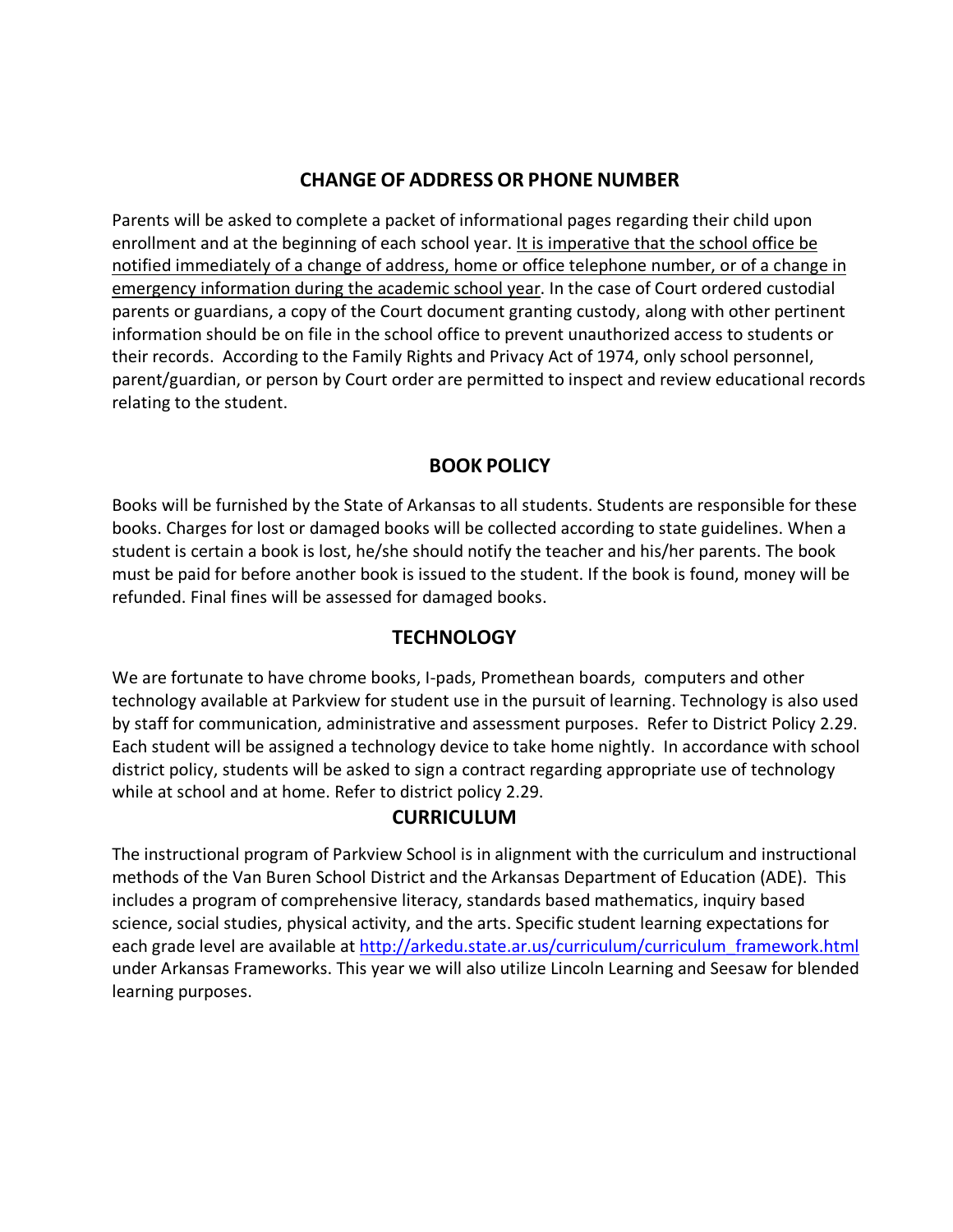## CHANGE OF ADDRESS OR PHONE NUMBER

Parents will be asked to complete a packet of informational pages regarding their child upon enrollment and at the beginning of each school year. <u>It is imperative that the school office be notified immediately of a change of address, home or office telephone number, or of a change in emergency information during the academic school year</u>. In the case of Court ordered custodial parents or guardians, a copy of the Court document granting custody, along with other pertinent information should be on file in the school office to prevent unauthorized access to students or their records. According to the Family Rights and Privacy Act of 1974, only school personnel, parent/guardian, or person by Court order are permitted to inspect and review educational records relating to the student.

## BOOK POLICY

Books will be furnished by the State of Arkansas to all students. Students are responsible for these books. Charges for lost or damaged books will be collected according to state guidelines. When a student is certain a book is lost, he/she should notify the teacher and his/her parents. The book must be paid for before another book is issued to the student. If the book is found, money will be refunded. Final fines will be assessed for damaged books.

## TECHNOLOGY

We are fortunate to have chrome books, I-pads, Promethean boards, computers and other technology available at Parkview for student use in the pursuit of learning. Technology is also used by staff for communication, administrative and assessment purposes. Refer to District Policy 2.29. Each student will be assigned a technology device to take home nightly. In accordance with school district policy, students will be asked to sign a contract regarding appropriate use of technology while at school and at home. Refer to district policy 2.29.

## CURRICULUM

The instructional program of Parkview School is in alignment with the curriculum and instructional methods of the Van Buren School District and the Arkansas Department of Education (ADE). This includes a program of comprehensive literacy, standards based mathematics, inquiry based science, social studies, physical activity, and the arts. Specific student learning expectations for each grade level are available at [http://arkedu.state.ar.us/curriculum/curriculum_framework.html](http://arkedu.state.ar.us/curriculum/curriculum_framework.html) under Arkansas Frameworks. This year we will also utilize Lincoln Learning and Seesaw for blended learning purposes.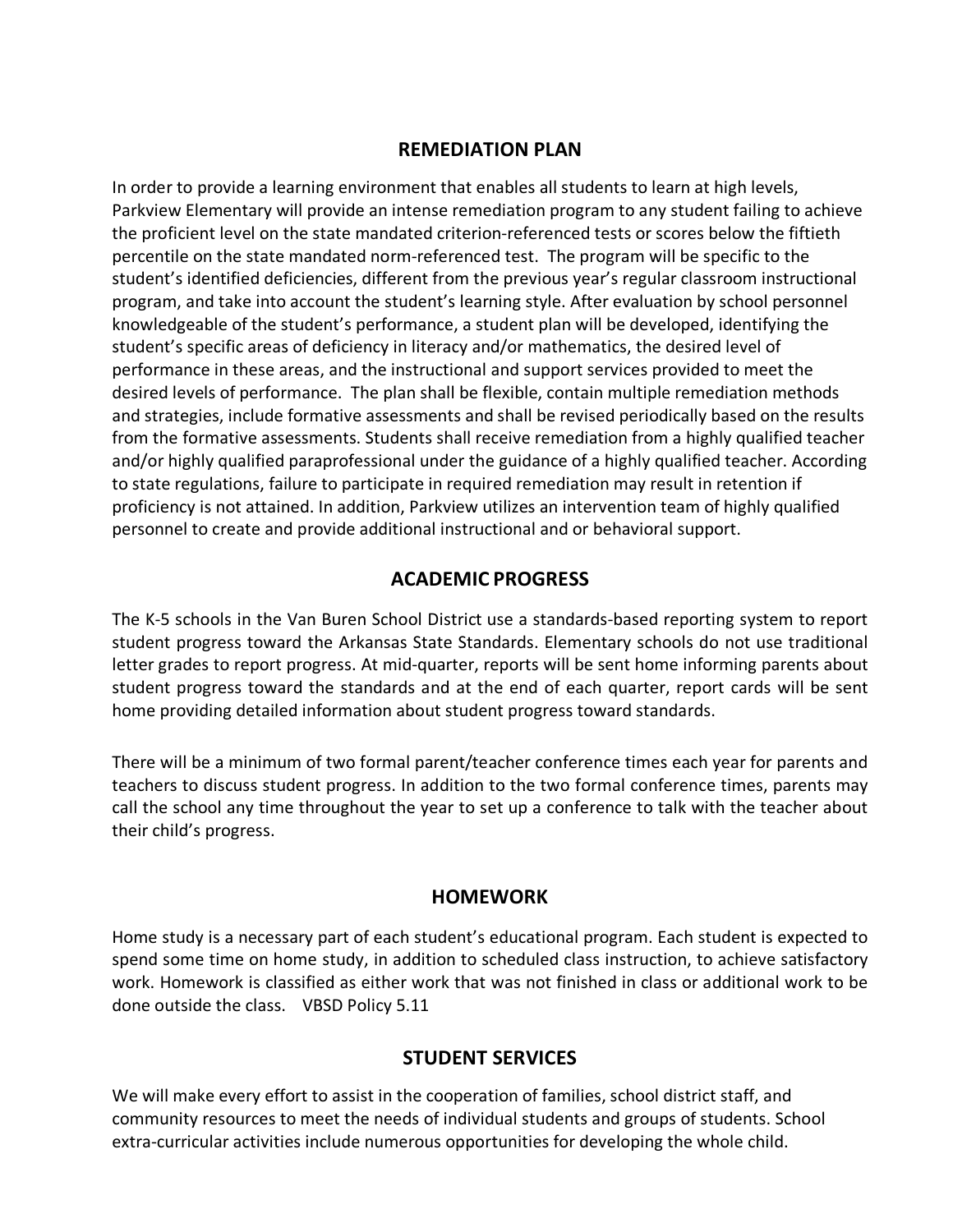## REMEDIATION PLAN

In order to provide a learning environment that enables all students to learn at high levels, Parkview Elementary will provide an intense remediation program to any student failing to achieve the proficient level on the state mandated criterion-referenced tests or scores below the fiftieth percentile on the state mandated norm-referenced test. The program will be specific to the student's identified deficiencies, different from the previous year's regular classroom instructional program, and take into account the student's learning style. After evaluation by school personnel knowledgeable of the student's performance, a student plan will be developed, identifying the student's specific areas of deficiency in literacy and/or mathematics, the desired level of performance in these areas, and the instructional and support services provided to meet the desired levels of performance. The plan shall be flexible, contain multiple remediation methods and strategies, include formative assessments and shall be revised periodically based on the results from the formative assessments. Students shall receive remediation from a highly qualified teacher and/or highly qualified paraprofessional under the guidance of a highly qualified teacher. According to state regulations, failure to participate in required remediation may result in retention if proficiency is not attained. In addition, Parkview utilizes an intervention team of highly qualified personnel to create and provide additional instructional and or behavioral support.

## ACADEMIC PROGRESS

The K-5 schools in the Van Buren School District use a standards-based reporting system to report student progress toward the Arkansas State Standards. Elementary schools do not use traditional letter grades to report progress. At mid-quarter, reports will be sent home informing parents about student progress toward the standards and at the end of each quarter, report cards will be sent home providing detailed information about student progress toward standards.

There will be a minimum of two formal parent/teacher conference times each year for parents and teachers to discuss student progress. In addition to the two formal conference times, parents may call the school any time throughout the year to set up a conference to talk with the teacher about their child's progress.

## HOMEWORK

Home study is a necessary part of each student's educational program. Each student is expected to spend some time on home study, in addition to scheduled class instruction, to achieve satisfactory work. Homework is classified as either work that was not finished in class or additional work to be done outside the class. VBSD Policy 5.11

## STUDENT SERVICES

We will make every effort to assist in the cooperation of families, school district staff, and community resources to meet the needs of individual students and groups of students. School extra-curricular activities include numerous opportunities for developing the whole child.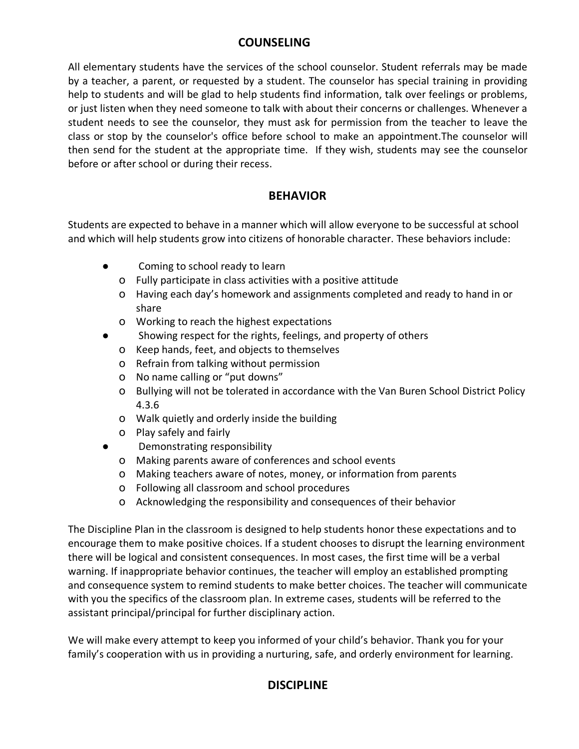## COUNSELING

All elementary students have the services of the school counselor. Student referrals may be made by a teacher, a parent, or requested by a student. The counselor has special training in providing help to students and will be glad to help students find information, talk over feelings or problems, or just listen when they need someone to talk with about their concerns or challenges. Whenever a student needs to see the counselor, they must ask for permission from the teacher to leave the class or stop by the counselor's office before school to make an appointment.The counselor will then send for the student at the appropriate time. If they wish, students may see the counselor before or after school or during their recess.

## BEHAVIOR

Students are expected to behave in a manner which will allow everyone to be successful at school and which will help students grow into citizens of honorable character. These behaviors include:

- Coming to school ready to learn
  - Fully participate in class activities with a positive attitude
  - Having each day's homework and assignments completed and ready to hand in or share
  - Working to reach the highest expectations
- Showing respect for the rights, feelings, and property of others
  - Keep hands, feet, and objects to themselves
  - Refrain from talking without permission
  - No name calling or "put downs"
  - Bullying will not be tolerated in accordance with the Van Buren School District Policy 4.3.6
  - Walk quietly and orderly inside the building
  - Play safely and fairly
- Demonstrating responsibility
  - Making parents aware of conferences and school events
  - Making teachers aware of notes, money, or information from parents
  - Following all classroom and school procedures
  - Acknowledging the responsibility and consequences of their behavior

The Discipline Plan in the classroom is designed to help students honor these expectations and to encourage them to make positive choices. If a student chooses to disrupt the learning environment there will be logical and consistent consequences. In most cases, the first time will be a verbal warning. If inappropriate behavior continues, the teacher will employ an established prompting and consequence system to remind students to make better choices. The teacher will communicate with you the specifics of the classroom plan. In extreme cases, students will be referred to the assistant principal/principal for further disciplinary action.

We will make every attempt to keep you informed of your child's behavior. Thank you for your family's cooperation with us in providing a nurturing, safe, and orderly environment for learning.

## DISCIPLINE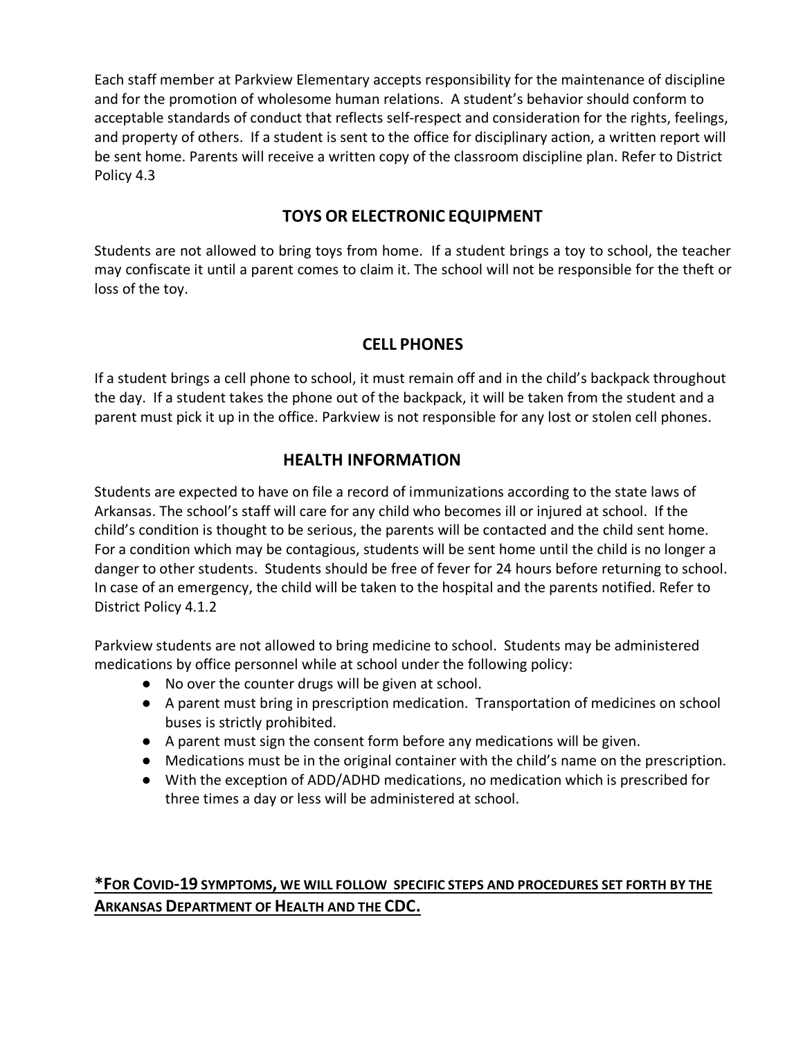Each staff member at Parkview Elementary accepts responsibility for the maintenance of discipline and for the promotion of wholesome human relations. A student's behavior should conform to acceptable standards of conduct that reflects self-respect and consideration for the rights, feelings, and property of others. If a student is sent to the office for disciplinary action, a written report will be sent home. Parents will receive a written copy of the classroom discipline plan. Refer to District Policy 4.3

## TOYS OR ELECTRONIC EQUIPMENT

Students are not allowed to bring toys from home. If a student brings a toy to school, the teacher may confiscate it until a parent comes to claim it. The school will not be responsible for the theft or loss of the toy.

## CELL PHONES

If a student brings a cell phone to school, it must remain off and in the child's backpack throughout the day. If a student takes the phone out of the backpack, it will be taken from the student and a parent must pick it up in the office. Parkview is not responsible for any lost or stolen cell phones.

## HEALTH INFORMATION

Students are expected to have on file a record of immunizations according to the state laws of Arkansas. The school's staff will care for any child who becomes ill or injured at school. If the child's condition is thought to be serious, the parents will be contacted and the child sent home. For a condition which may be contagious, students will be sent home until the child is no longer a danger to other students. Students should be free of fever for 24 hours before returning to school. In case of an emergency, the child will be taken to the hospital and the parents notified. Refer to District Policy 4.1.2

Parkview students are not allowed to bring medicine to school. Students may be administered medications by office personnel while at school under the following policy:

- No over the counter drugs will be given at school.
- A parent must bring in prescription medication. Transportation of medicines on school buses is strictly prohibited.
- A parent must sign the consent form before any medications will be given.
- Medications must be in the original container with the child's name on the prescription.
- With the exception of ADD/ADHD medications, no medication which is prescribed for three times a day or less will be administered at school.

**\*FOR COVID-19 SYMPTOMS, WE WILL FOLLOW SPECIFIC STEPS AND PROCEDURES SET FORTH BY THE ARKANSAS DEPARTMENT OF HEALTH AND THE CDC.**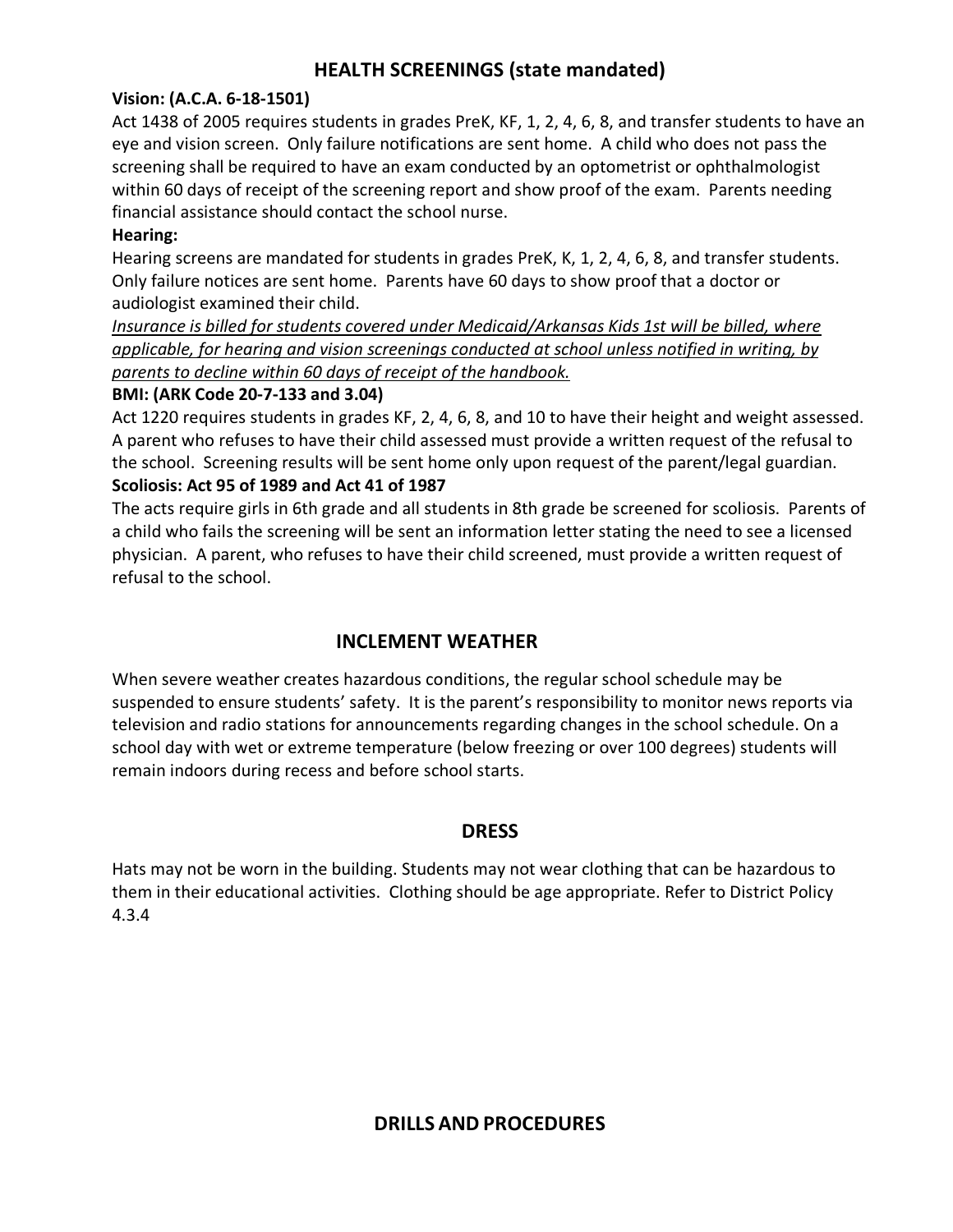## HEALTH SCREENINGS (state mandated)

**Vision: (A.C.A. 6-18-1501)**

Act 1438 of 2005 requires students in grades PreK, KF, 1, 2, 4, 6, 8, and transfer students to have an eye and vision screen. Only failure notifications are sent home. A child who does not pass the screening shall be required to have an exam conducted by an optometrist or ophthalmologist within 60 days of receipt of the screening report and show proof of the exam. Parents needing financial assistance should contact the school nurse.

**Hearing:**

Hearing screens are mandated for students in grades PreK, K, 1, 2, 4, 6, 8, and transfer students. Only failure notices are sent home. Parents have 60 days to show proof that a doctor or audiologist examined their child.

*Insurance is billed for students covered under Medicaid/Arkansas Kids 1st will be billed, where applicable, for hearing and vision screenings conducted at school unless notified in writing, by parents to decline within 60 days of receipt of the handbook.*

**BMI: (ARK Code 20-7-133 and 3.04)**

Act 1220 requires students in grades KF, 2, 4, 6, 8, and 10 to have their height and weight assessed. A parent who refuses to have their child assessed must provide a written request of the refusal to the school. Screening results will be sent home only upon request of the parent/legal guardian.

**Scoliosis: Act 95 of 1989 and Act 41 of 1987**

The acts require girls in 6th grade and all students in 8th grade be screened for scoliosis. Parents of a child who fails the screening will be sent an information letter stating the need to see a licensed physician. A parent, who refuses to have their child screened, must provide a written request of refusal to the school.

## INCLEMENT WEATHER

When severe weather creates hazardous conditions, the regular school schedule may be suspended to ensure students' safety. It is the parent's responsibility to monitor news reports via television and radio stations for announcements regarding changes in the school schedule. On a school day with wet or extreme temperature (below freezing or over 100 degrees) students will remain indoors during recess and before school starts.

## DRESS

Hats may not be worn in the building. Students may not wear clothing that can be hazardous to them in their educational activities. Clothing should be age appropriate. Refer to District Policy 4.3.4

## DRILLS AND PROCEDURES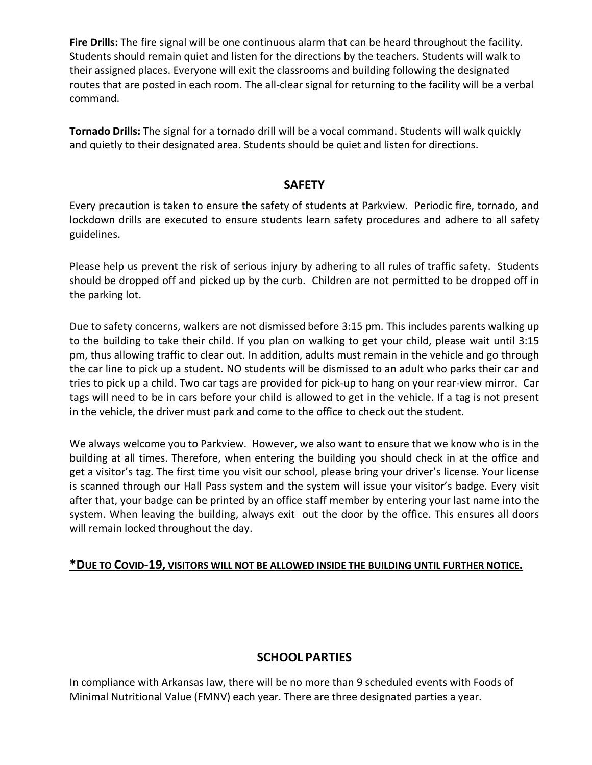**Fire Drills:** The fire signal will be one continuous alarm that can be heard throughout the facility. Students should remain quiet and listen for the directions by the teachers. Students will walk to their assigned places. Everyone will exit the classrooms and building following the designated routes that are posted in each room. The all-clear signal for returning to the facility will be a verbal command.

**Tornado Drills:** The signal for a tornado drill will be a vocal command. Students will walk quickly and quietly to their designated area. Students should be quiet and listen for directions.

## SAFETY

Every precaution is taken to ensure the safety of students at Parkview. Periodic fire, tornado, and lockdown drills are executed to ensure students learn safety procedures and adhere to all safety guidelines.

Please help us prevent the risk of serious injury by adhering to all rules of traffic safety. Students should be dropped off and picked up by the curb. Children are not permitted to be dropped off in the parking lot.

Due to safety concerns, walkers are not dismissed before 3:15 pm. This includes parents walking up to the building to take their child. If you plan on walking to get your child, please wait until 3:15 pm, thus allowing traffic to clear out. In addition, adults must remain in the vehicle and go through the car line to pick up a student. NO students will be dismissed to an adult who parks their car and tries to pick up a child. Two car tags are provided for pick-up to hang on your rear-view mirror. Car tags will need to be in cars before your child is allowed to get in the vehicle. If a tag is not present in the vehicle, the driver must park and come to the office to check out the student.

We always welcome you to Parkview. However, we also want to ensure that we know who is in the building at all times. Therefore, when entering the building you should check in at the office and get a visitor's tag. The first time you visit our school, please bring your driver's license. Your license is scanned through our Hall Pass system and the system will issue your visitor's badge. Every visit after that, your badge can be printed by an office staff member by entering your last name into the system. When leaving the building, always exit out the door by the office. This ensures all doors will remain locked throughout the day.

**\*DUE TO COVID-19, VISITORS WILL NOT BE ALLOWED INSIDE THE BUILDING UNTIL FURTHER NOTICE.**

## SCHOOL PARTIES

In compliance with Arkansas law, there will be no more than 9 scheduled events with Foods of Minimal Nutritional Value (FMNV) each year. There are three designated parties a year.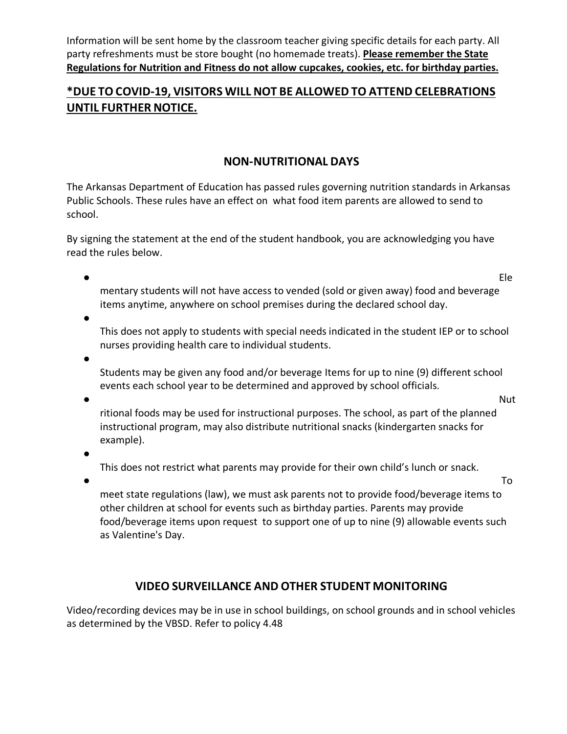Information will be sent home by the classroom teacher giving specific details for each party. All party refreshments must be store bought (no homemade treats). **Please remember the State Regulations for Nutrition and Fitness do not allow cupcakes, cookies, etc. for birthday parties.**

## ***DUE TO COVID-19, VISITORS WILL NOT BE ALLOWED TO ATTEND CELEBRATIONS UNTIL FURTHER NOTICE.**

## NON-NUTRITIONAL DAYS

The Arkansas Department of Education has passed rules governing nutrition standards in Arkansas Public Schools. These rules have an effect on what food item parents are allowed to send to school.

By signing the statement at the end of the student handbook, you are acknowledging you have read the rules below.

- Elementary students will not have access to vended (sold or given away) food and beverage items anytime, anywhere on school premises during the declared school day.
- This does not apply to students with special needs indicated in the student IEP or to school nurses providing health care to individual students.
- Students may be given any food and/or beverage Items for up to nine (9) different school events each school year to be determined and approved by school officials.
- Nutritional foods may be used for instructional purposes. The school, as part of the planned instructional program, may also distribute nutritional snacks (kindergarten snacks for example).
- This does not restrict what parents may provide for their own child's lunch or snack.
- To meet state regulations (law), we must ask parents not to provide food/beverage items to other children at school for events such as birthday parties. Parents may provide food/beverage items upon request to support one of up to nine (9) allowable events such as Valentine's Day.

## VIDEO SURVEILLANCE AND OTHER STUDENT MONITORING

Video/recording devices may be in use in school buildings, on school grounds and in school vehicles as determined by the VBSD. Refer to policy 4.48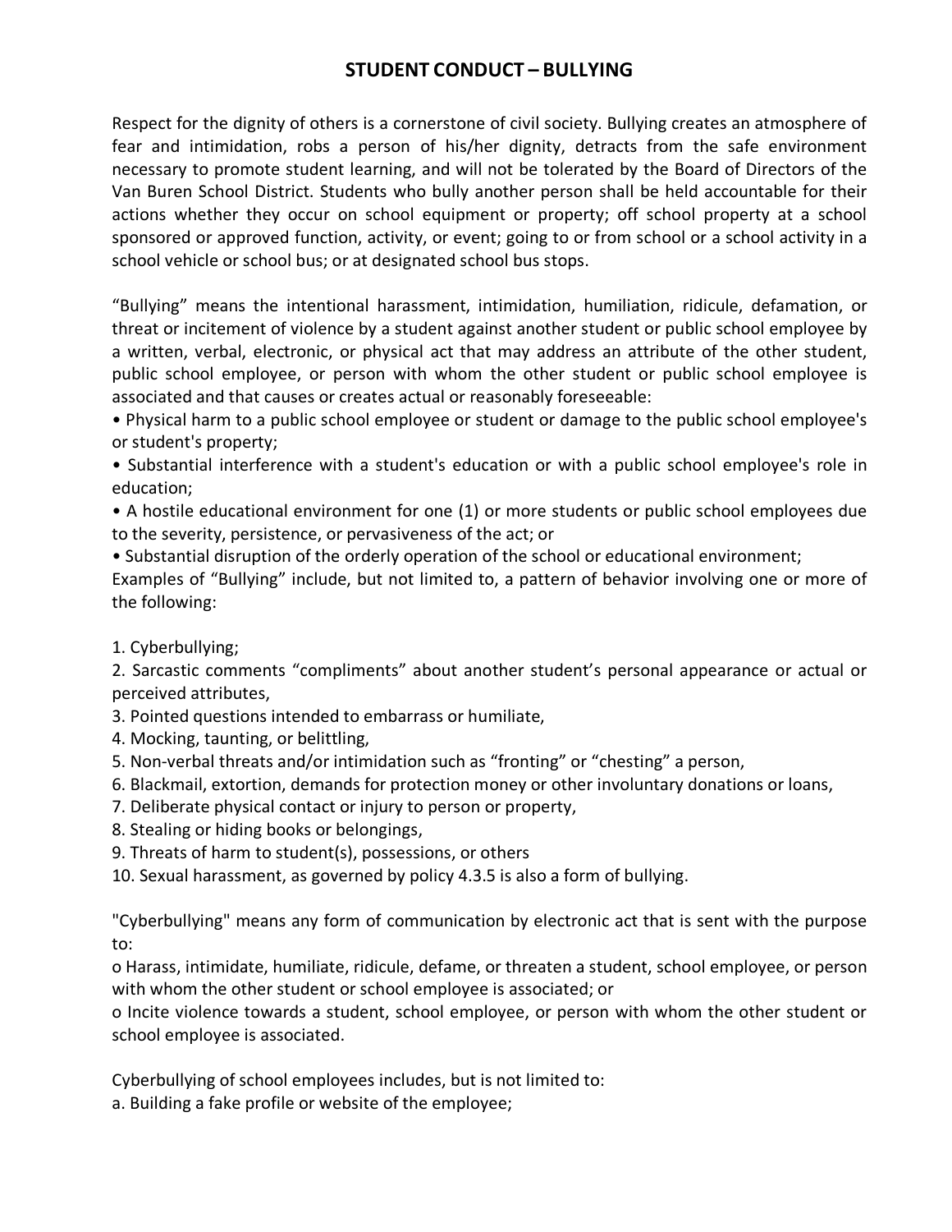## STUDENT CONDUCT – BULLYING

Respect for the dignity of others is a cornerstone of civil society. Bullying creates an atmosphere of fear and intimidation, robs a person of his/her dignity, detracts from the safe environment necessary to promote student learning, and will not be tolerated by the Board of Directors of the Van Buren School District. Students who bully another person shall be held accountable for their actions whether they occur on school equipment or property; off school property at a school sponsored or approved function, activity, or event; going to or from school or a school activity in a school vehicle or school bus; or at designated school bus stops.

"Bullying" means the intentional harassment, intimidation, humiliation, ridicule, defamation, or threat or incitement of violence by a student against another student or public school employee by a written, verbal, electronic, or physical act that may address an attribute of the other student, public school employee, or person with whom the other student or public school employee is associated and that causes or creates actual or reasonably foreseeable:

- Physical harm to a public school employee or student or damage to the public school employee's or student's property;
- Substantial interference with a student's education or with a public school employee's role in education;
- A hostile educational environment for one (1) or more students or public school employees due to the severity, persistence, or pervasiveness of the act; or
- Substantial disruption of the orderly operation of the school or educational environment;

Examples of "Bullying" include, but not limited to, a pattern of behavior involving one or more of the following:

1. Cyberbullying;
2. Sarcastic comments "compliments" about another student's personal appearance or actual or perceived attributes,
3. Pointed questions intended to embarrass or humiliate,
4. Mocking, taunting, or belittling,
5. Non-verbal threats and/or intimidation such as "fronting" or "chesting" a person,
6. Blackmail, extortion, demands for protection money or other involuntary donations or loans,
7. Deliberate physical contact or injury to person or property,
8. Stealing or hiding books or belongings,
9. Threats of harm to student(s), possessions, or others
10. Sexual harassment, as governed by policy 4.3.5 is also a form of bullying.

"Cyberbullying" means any form of communication by electronic act that is sent with the purpose to:

- Harass, intimidate, humiliate, ridicule, defame, or threaten a student, school employee, or person with whom the other student or school employee is associated; or
- Incite violence towards a student, school employee, or person with whom the other student or school employee is associated.

Cyberbullying of school employees includes, but is not limited to:

a. Building a fake profile or website of the employee;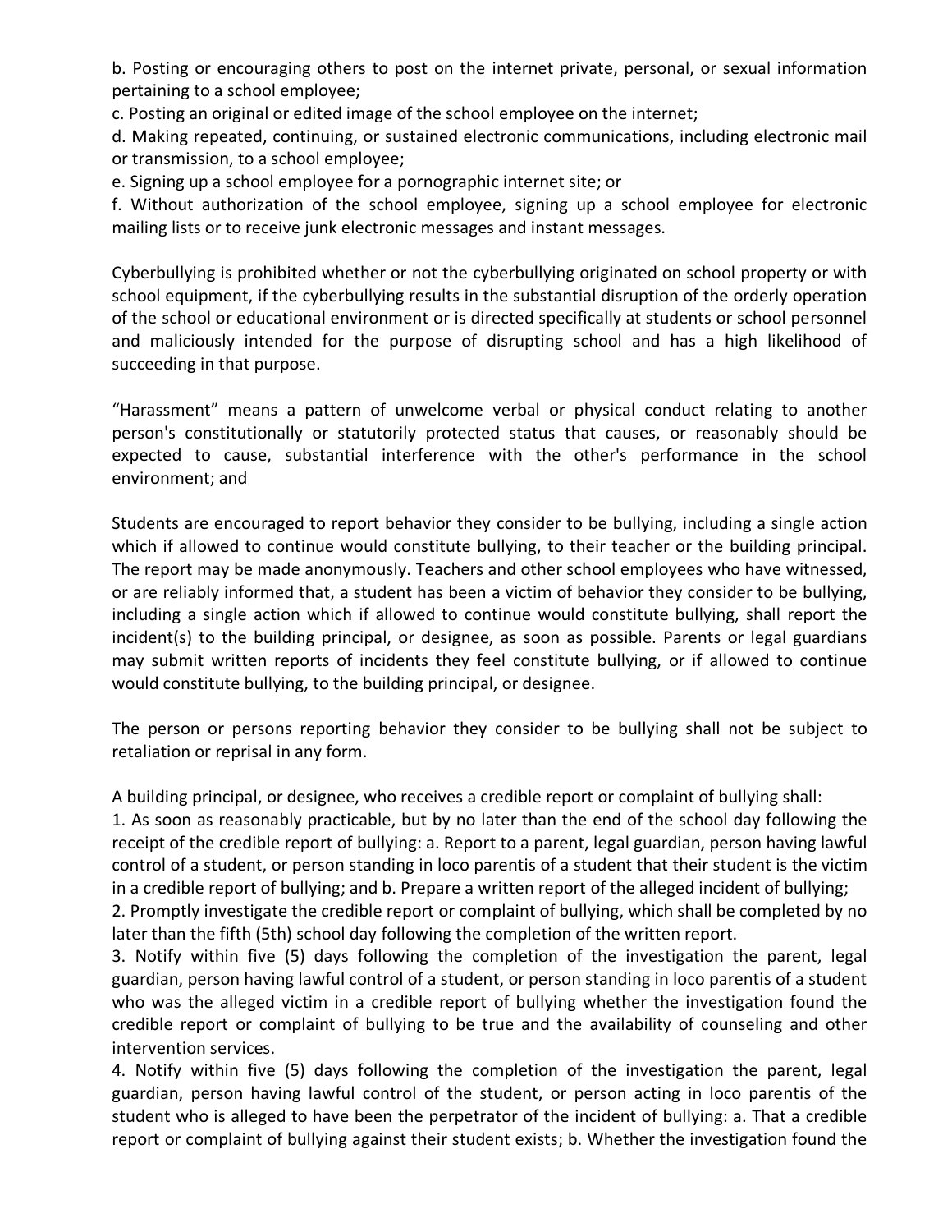b. Posting or encouraging others to post on the internet private, personal, or sexual information pertaining to a school employee;

c. Posting an original or edited image of the school employee on the internet;

d. Making repeated, continuing, or sustained electronic communications, including electronic mail or transmission, to a school employee;

e. Signing up a school employee for a pornographic internet site; or

f. Without authorization of the school employee, signing up a school employee for electronic mailing lists or to receive junk electronic messages and instant messages.

Cyberbullying is prohibited whether or not the cyberbullying originated on school property or with school equipment, if the cyberbullying results in the substantial disruption of the orderly operation of the school or educational environment or is directed specifically at students or school personnel and maliciously intended for the purpose of disrupting school and has a high likelihood of succeeding in that purpose.

"Harassment" means a pattern of unwelcome verbal or physical conduct relating to another person's constitutionally or statutorily protected status that causes, or reasonably should be expected to cause, substantial interference with the other's performance in the school environment; and

Students are encouraged to report behavior they consider to be bullying, including a single action which if allowed to continue would constitute bullying, to their teacher or the building principal. The report may be made anonymously. Teachers and other school employees who have witnessed, or are reliably informed that, a student has been a victim of behavior they consider to be bullying, including a single action which if allowed to continue would constitute bullying, shall report the incident(s) to the building principal, or designee, as soon as possible. Parents or legal guardians may submit written reports of incidents they feel constitute bullying, or if allowed to continue would constitute bullying, to the building principal, or designee.

The person or persons reporting behavior they consider to be bullying shall not be subject to retaliation or reprisal in any form.

A building principal, or designee, who receives a credible report or complaint of bullying shall:

1. As soon as reasonably practicable, but by no later than the end of the school day following the receipt of the credible report of bullying: a. Report to a parent, legal guardian, person having lawful control of a student, or person standing in loco parentis of a student that their student is the victim in a credible report of bullying; and b. Prepare a written report of the alleged incident of bullying;
2. Promptly investigate the credible report or complaint of bullying, which shall be completed by no later than the fifth (5th) school day following the completion of the written report.
3. Notify within five (5) days following the completion of the investigation the parent, legal guardian, person having lawful control of a student, or person standing in loco parentis of a student who was the alleged victim in a credible report of bullying whether the investigation found the credible report or complaint of bullying to be true and the availability of counseling and other intervention services.
4. Notify within five (5) days following the completion of the investigation the parent, legal guardian, person having lawful control of the student, or person acting in loco parentis of the student who is alleged to have been the perpetrator of the incident of bullying: a. That a credible report or complaint of bullying against their student exists; b. Whether the investigation found the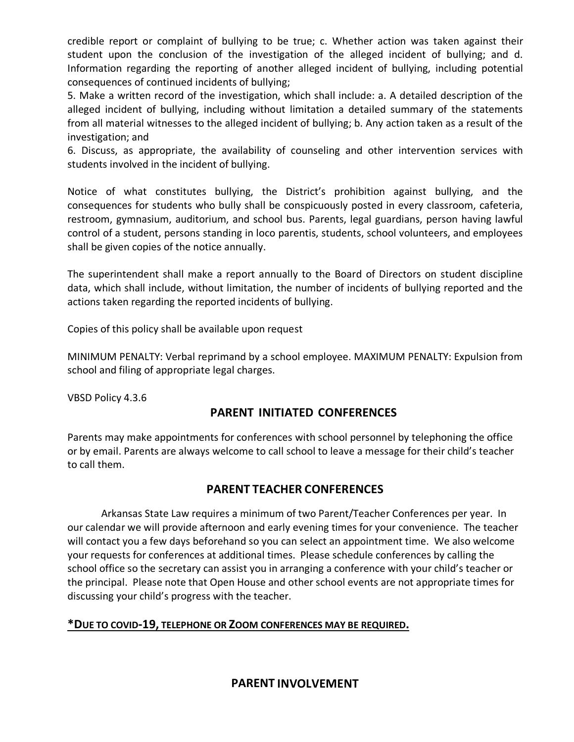credible report or complaint of bullying to be true; c. Whether action was taken against their student upon the conclusion of the investigation of the alleged incident of bullying; and d. Information regarding the reporting of another alleged incident of bullying, including potential consequences of continued incidents of bullying;

5. Make a written record of the investigation, which shall include: a. A detailed description of the alleged incident of bullying, including without limitation a detailed summary of the statements from all material witnesses to the alleged incident of bullying; b. Any action taken as a result of the investigation; and

6. Discuss, as appropriate, the availability of counseling and other intervention services with students involved in the incident of bullying.

Notice of what constitutes bullying, the District's prohibition against bullying, and the consequences for students who bully shall be conspicuously posted in every classroom, cafeteria, restroom, gymnasium, auditorium, and school bus. Parents, legal guardians, person having lawful control of a student, persons standing in loco parentis, students, school volunteers, and employees shall be given copies of the notice annually.

The superintendent shall make a report annually to the Board of Directors on student discipline data, which shall include, without limitation, the number of incidents of bullying reported and the actions taken regarding the reported incidents of bullying.

Copies of this policy shall be available upon request

MINIMUM PENALTY: Verbal reprimand by a school employee. MAXIMUM PENALTY: Expulsion from school and filing of appropriate legal charges.

VBSD Policy 4.3.6

## PARENT INITIATED CONFERENCES

Parents may make appointments for conferences with school personnel by telephoning the office or by email. Parents are always welcome to call school to leave a message for their child's teacher to call them.

## PARENT TEACHER CONFERENCES

Arkansas State Law requires a minimum of two Parent/Teacher Conferences per year. In our calendar we will provide afternoon and early evening times for your convenience. The teacher will contact you a few days beforehand so you can select an appointment time. We also welcome your requests for conferences at additional times. Please schedule conferences by calling the school office so the secretary can assist you in arranging a conference with your child's teacher or the principal. Please note that Open House and other school events are not appropriate times for discussing your child's progress with the teacher.

**\*DUE TO COVID-19, TELEPHONE OR ZOOM CONFERENCES MAY BE REQUIRED.**

## PARENT INVOLVEMENT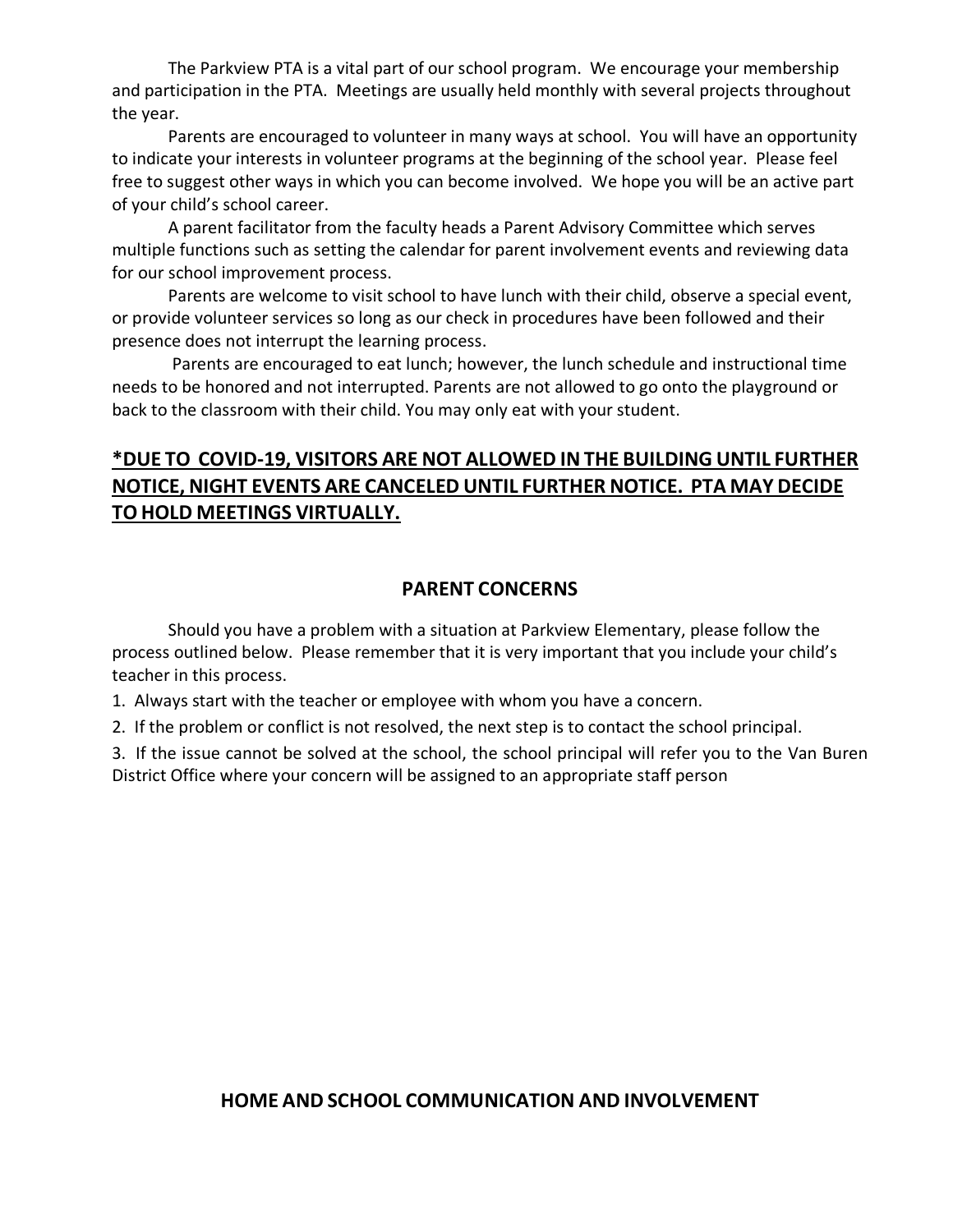The Parkview PTA is a vital part of our school program. We encourage your membership and participation in the PTA. Meetings are usually held monthly with several projects throughout the year.

Parents are encouraged to volunteer in many ways at school. You will have an opportunity to indicate your interests in volunteer programs at the beginning of the school year. Please feel free to suggest other ways in which you can become involved. We hope you will be an active part of your child's school career.

A parent facilitator from the faculty heads a Parent Advisory Committee which serves multiple functions such as setting the calendar for parent involvement events and reviewing data for our school improvement process.

Parents are welcome to visit school to have lunch with their child, observe a special event, or provide volunteer services so long as our check in procedures have been followed and their presence does not interrupt the learning process.

Parents are encouraged to eat lunch; however, the lunch schedule and instructional time needs to be honored and not interrupted. Parents are not allowed to go onto the playground or back to the classroom with their child. You may only eat with your student.

**<u>*DUE TO COVID-19, VISITORS ARE NOT ALLOWED IN THE BUILDING UNTIL FURTHER NOTICE, NIGHT EVENTS ARE CANCELED UNTIL FURTHER NOTICE. PTA MAY DECIDE TO HOLD MEETINGS VIRTUALLY.</u>**

## PARENT CONCERNS

Should you have a problem with a situation at Parkview Elementary, please follow the process outlined below. Please remember that it is very important that you include your child's teacher in this process.

1. Always start with the teacher or employee with whom you have a concern.
2. If the problem or conflict is not resolved, the next step is to contact the school principal.
3. If the issue cannot be solved at the school, the school principal will refer you to the Van Buren District Office where your concern will be assigned to an appropriate staff person

## HOME AND SCHOOL COMMUNICATION AND INVOLVEMENT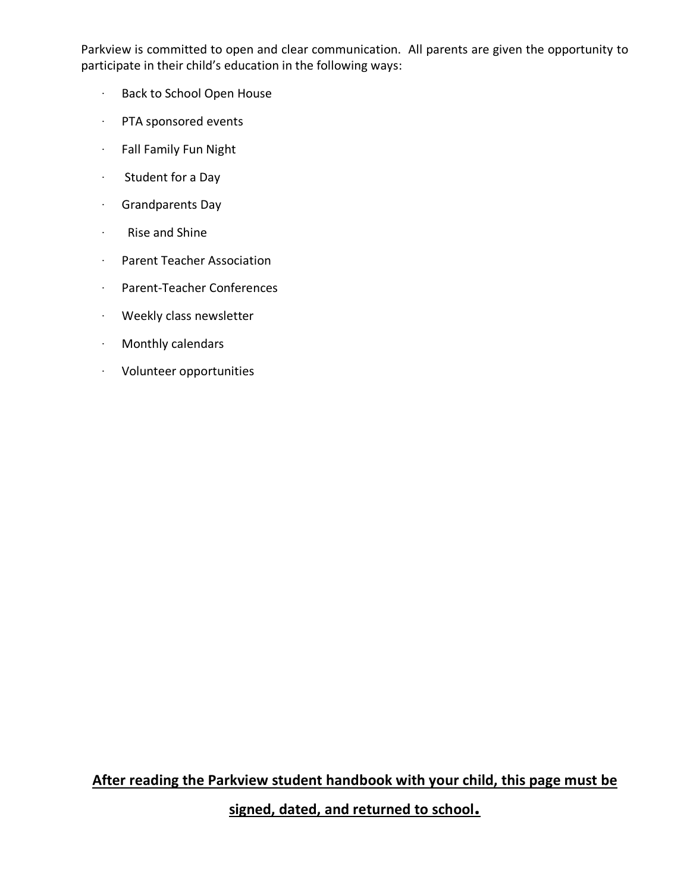Parkview is committed to open and clear communication.  All parents are given the opportunity to participate in their child's education in the following ways:

- Back to School Open House
- PTA sponsored events
- Fall Family Fun Night
- Student for a Day
- Grandparents Day
- Rise and Shine
- Parent Teacher Association
- Parent-Teacher Conferences
- Weekly class newsletter
- Monthly calendars
- Volunteer opportunities

<u>**After reading the Parkview student handbook with your child, this page must be signed, dated, and returned to school.**</u>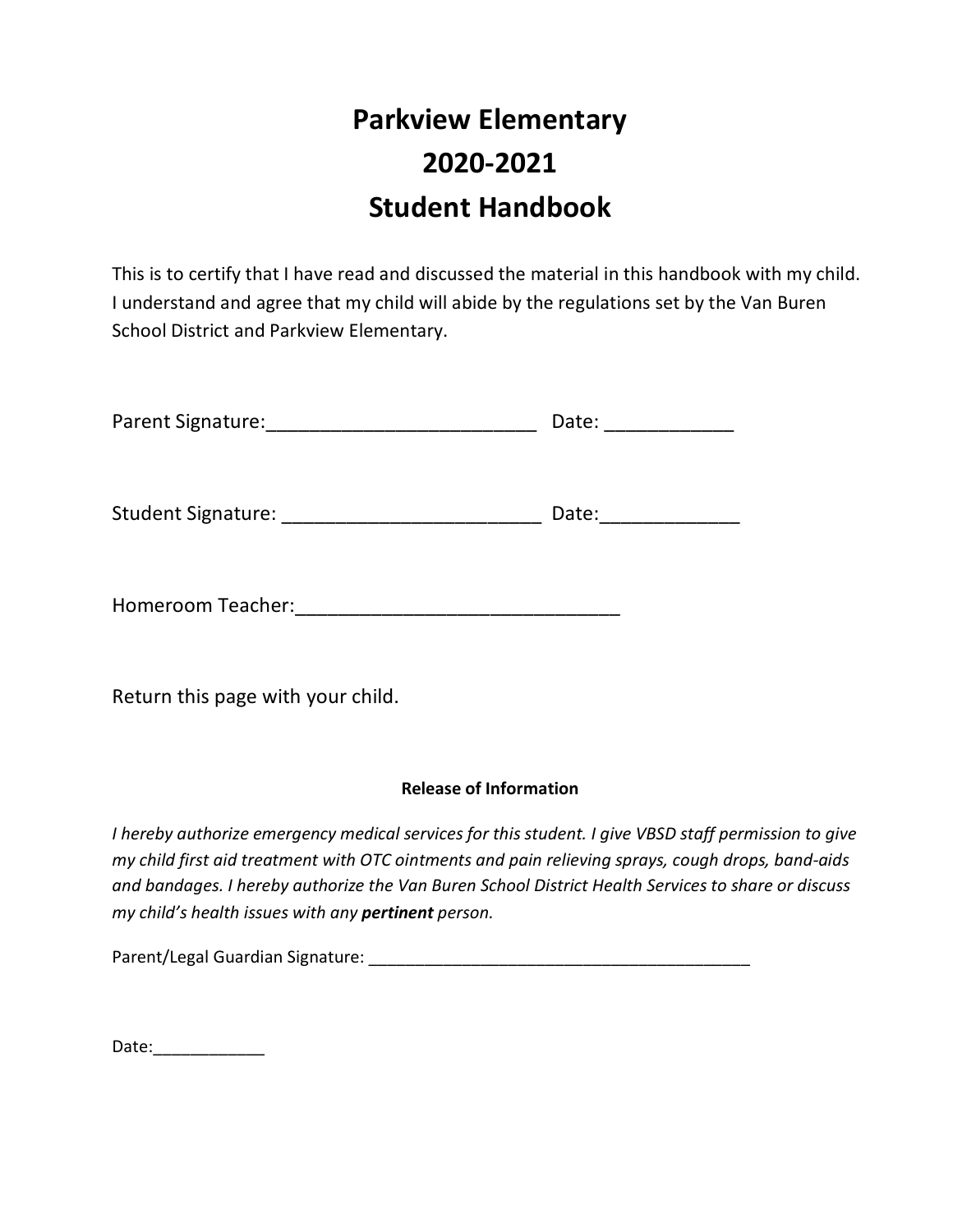# Parkview Elementary
# 2020-2021
# Student Handbook

This is to certify that I have read and discussed the material in this handbook with my child. I understand and agree that my child will abide by the regulations set by the Van Buren School District and Parkview Elementary.

Parent Signature:_________________________ Date: ____________

Student Signature: ________________________ Date:_____________

Homeroom Teacher:______________________________

Return this page with your child.

**Release of Information**

*I hereby authorize emergency medical services for this student. I give VBSD staff permission to give my child first aid treatment with OTC ointments and pain relieving sprays, cough drops, band-aids and bandages. I hereby authorize the Van Buren School District Health Services to share or discuss my child's health issues with any **pertinent** person.*

Parent/Legal Guardian Signature: ________________________________________

Date:____________